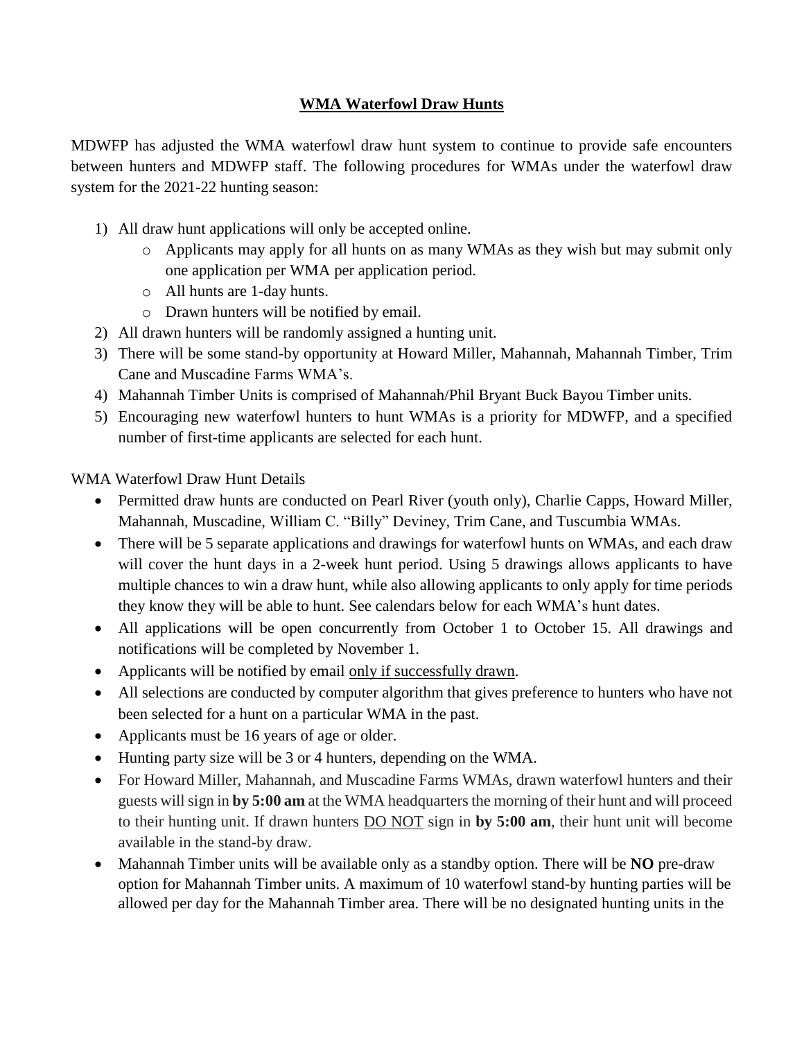**WMA Waterfowl Draw Hunts**

MDWFP has adjusted the WMA waterfowl draw hunt system to continue to provide safe encounters between hunters and MDWFP staff. The following procedures for WMAs under the waterfowl draw system for the 2021-22 hunting season:

1) All draw hunt applications will only be accepted online.
   - Applicants may apply for all hunts on as many WMAs as they wish but may submit only one application per WMA per application period.
   - All hunts are 1-day hunts.
   - Drawn hunters will be notified by email.
2) All drawn hunters will be randomly assigned a hunting unit.
3) There will be some stand-by opportunity at Howard Miller, Mahannah, Mahannah Timber, Trim Cane and Muscadine Farms WMA's.
4) Mahannah Timber Units is comprised of Mahannah/Phil Bryant Buck Bayou Timber units.
5) Encouraging new waterfowl hunters to hunt WMAs is a priority for MDWFP, and a specified number of first-time applicants are selected for each hunt.

WMA Waterfowl Draw Hunt Details

- Permitted draw hunts are conducted on Pearl River (youth only), Charlie Capps, Howard Miller, Mahannah, Muscadine, William C. "Billy" Deviney, Trim Cane, and Tuscumbia WMAs.
- There will be 5 separate applications and drawings for waterfowl hunts on WMAs, and each draw will cover the hunt days in a 2-week hunt period. Using 5 drawings allows applicants to have multiple chances to win a draw hunt, while also allowing applicants to only apply for time periods they know they will be able to hunt. See calendars below for each WMA's hunt dates.
- All applications will be open concurrently from October 1 to October 15. All drawings and notifications will be completed by November 1.
- Applicants will be notified by email only if successfully drawn.
- All selections are conducted by computer algorithm that gives preference to hunters who have not been selected for a hunt on a particular WMA in the past.
- Applicants must be 16 years of age or older.
- Hunting party size will be 3 or 4 hunters, depending on the WMA.
- For Howard Miller, Mahannah, and Muscadine Farms WMAs, drawn waterfowl hunters and their guests will sign in **by 5:00 am** at the WMA headquarters the morning of their hunt and will proceed to their hunting unit. If drawn hunters DO NOT sign in **by 5:00 am**, their hunt unit will become available in the stand-by draw.
- Mahannah Timber units will be available only as a standby option. There will be **NO** pre-draw option for Mahannah Timber units. A maximum of 10 waterfowl stand-by hunting parties will be allowed per day for the Mahannah Timber area. There will be no designated hunting units in the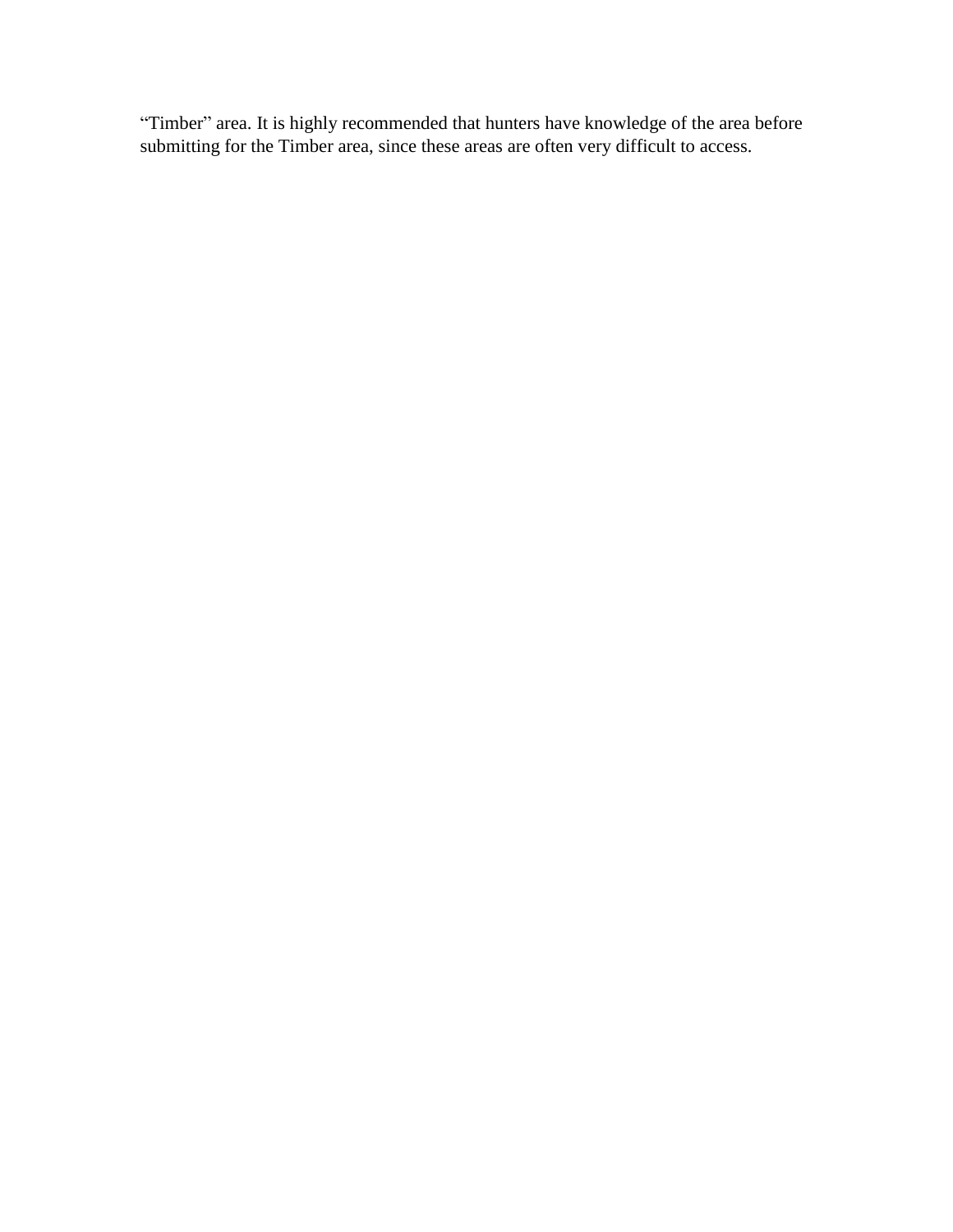"Timber" area. It is highly recommended that hunters have knowledge of the area before submitting for the Timber area, since these areas are often very difficult to access.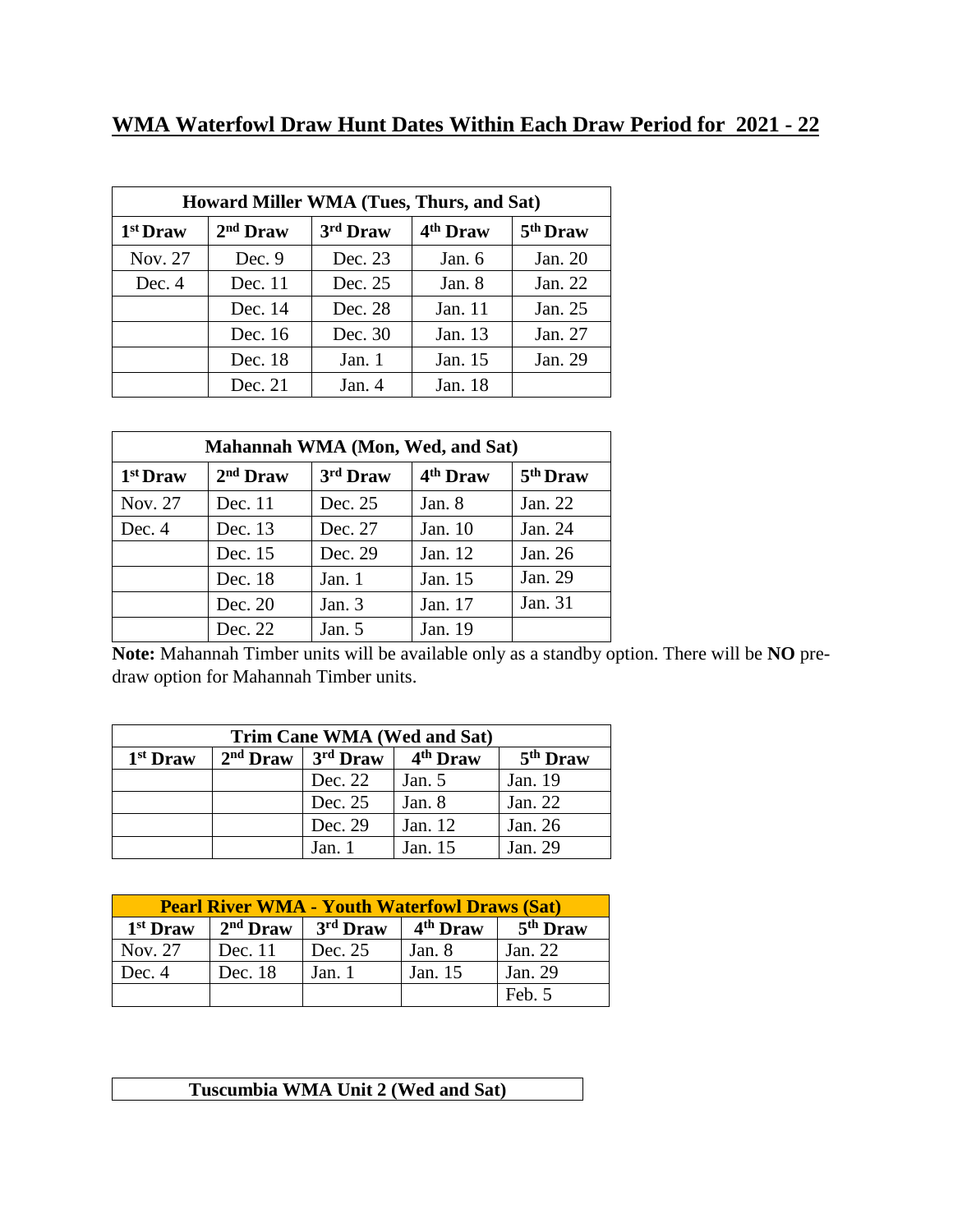# WMA Waterfowl Draw Hunt Dates Within Each Draw Period for 2021 - 22

| Howard Miller WMA (Tues, Thurs, and Sat) | | | | |
|---|---|---|---|---|
| 1st Draw | 2nd Draw | 3rd Draw | 4th Draw | 5th Draw |
| Nov. 27 | Dec. 9 | Dec. 23 | Jan. 6 | Jan. 20 |
| Dec. 4 | Dec. 11 | Dec. 25 | Jan. 8 | Jan. 22 |
| | Dec. 14 | Dec. 28 | Jan. 11 | Jan. 25 |
| | Dec. 16 | Dec. 30 | Jan. 13 | Jan. 27 |
| | Dec. 18 | Jan. 1 | Jan. 15 | Jan. 29 |
| | Dec. 21 | Jan. 4 | Jan. 18 | |

| Mahannah WMA (Mon, Wed, and Sat) | | | | |
|---|---|---|---|---|
| 1st Draw | 2nd Draw | 3rd Draw | 4th Draw | 5th Draw |
| Nov. 27 | Dec. 11 | Dec. 25 | Jan. 8 | Jan. 22 |
| Dec. 4 | Dec. 13 | Dec. 27 | Jan. 10 | Jan. 24 |
| | Dec. 15 | Dec. 29 | Jan. 12 | Jan. 26 |
| | Dec. 18 | Jan. 1 | Jan. 15 | Jan. 29 |
| | Dec. 20 | Jan. 3 | Jan. 17 | Jan. 31 |
| | Dec. 22 | Jan. 5 | Jan. 19 | |

**Note:** Mahannah Timber units will be available only as a standby option. There will be **NO** pre-draw option for Mahannah Timber units.

| Trim Cane WMA (Wed and Sat) | | | | |
|---|---|---|---|---|
| 1st Draw | 2nd Draw | 3rd Draw | 4th Draw | 5th Draw |
| | | Dec. 22 | Jan. 5 | Jan. 19 |
| | | Dec. 25 | Jan. 8 | Jan. 22 |
| | | Dec. 29 | Jan. 12 | Jan. 26 |
| | | Jan. 1 | Jan. 15 | Jan. 29 |

| Pearl River WMA - Youth Waterfowl Draws (Sat) | | | | |
|---|---|---|---|---|
| 1st Draw | 2nd Draw | 3rd Draw | 4th Draw | 5th Draw |
| Nov. 27 | Dec. 11 | Dec. 25 | Jan. 8 | Jan. 22 |
| Dec. 4 | Dec. 18 | Jan. 1 | Jan. 15 | Jan. 29 |
| | | | | Feb. 5 |

| Tuscumbia WMA Unit 2 (Wed and Sat) |
|---|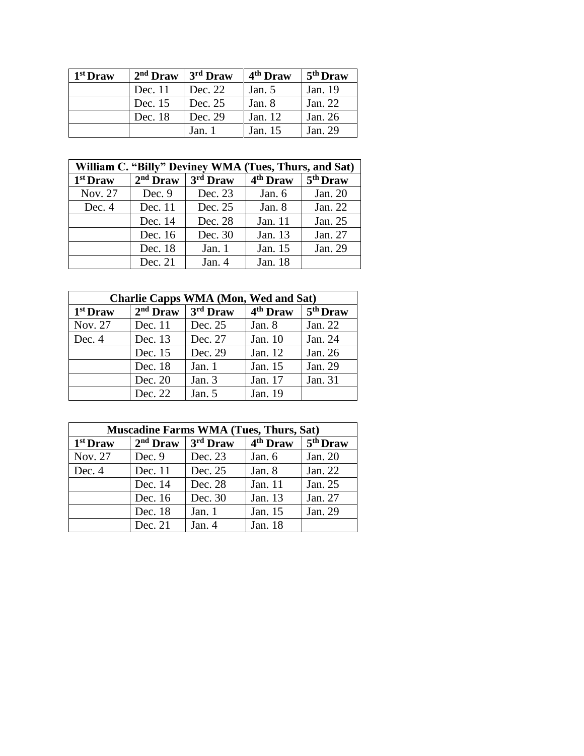| 1st Draw | 2nd Draw | 3rd Draw | 4th Draw | 5th Draw |
|---|---|---|---|---|
| | Dec. 11 | Dec. 22 | Jan. 5 | Jan. 19 |
| | Dec. 15 | Dec. 25 | Jan. 8 | Jan. 22 |
| | Dec. 18 | Dec. 29 | Jan. 12 | Jan. 26 |
| | | Jan. 1 | Jan. 15 | Jan. 29 |

| William C. “Billy” Deviney WMA (Tues, Thurs, and Sat) | | | | |
|---|---|---|---|---|
| 1st Draw | 2nd Draw | 3rd Draw | 4th Draw | 5th Draw |
| Nov. 27 | Dec. 9 | Dec. 23 | Jan. 6 | Jan. 20 |
| Dec. 4 | Dec. 11 | Dec. 25 | Jan. 8 | Jan. 22 |
| | Dec. 14 | Dec. 28 | Jan. 11 | Jan. 25 |
| | Dec. 16 | Dec. 30 | Jan. 13 | Jan. 27 |
| | Dec. 18 | Jan. 1 | Jan. 15 | Jan. 29 |
| | Dec. 21 | Jan. 4 | Jan. 18 | |

| Charlie Capps WMA (Mon, Wed and Sat) | | | | |
|---|---|---|---|---|
| 1st Draw | 2nd Draw | 3rd Draw | 4th Draw | 5th Draw |
| Nov. 27 | Dec. 11 | Dec. 25 | Jan. 8 | Jan. 22 |
| Dec. 4 | Dec. 13 | Dec. 27 | Jan. 10 | Jan. 24 |
| | Dec. 15 | Dec. 29 | Jan. 12 | Jan. 26 |
| | Dec. 18 | Jan. 1 | Jan. 15 | Jan. 29 |
| | Dec. 20 | Jan. 3 | Jan. 17 | Jan. 31 |
| | Dec. 22 | Jan. 5 | Jan. 19 | |

| Muscadine Farms WMA (Tues, Thurs, Sat) | | | | |
|---|---|---|---|---|
| 1st Draw | 2nd Draw | 3rd Draw | 4th Draw | 5th Draw |
| Nov. 27 | Dec. 9 | Dec. 23 | Jan. 6 | Jan. 20 |
| Dec. 4 | Dec. 11 | Dec. 25 | Jan. 8 | Jan. 22 |
| | Dec. 14 | Dec. 28 | Jan. 11 | Jan. 25 |
| | Dec. 16 | Dec. 30 | Jan. 13 | Jan. 27 |
| | Dec. 18 | Jan. 1 | Jan. 15 | Jan. 29 |
| | Dec. 21 | Jan. 4 | Jan. 18 | |